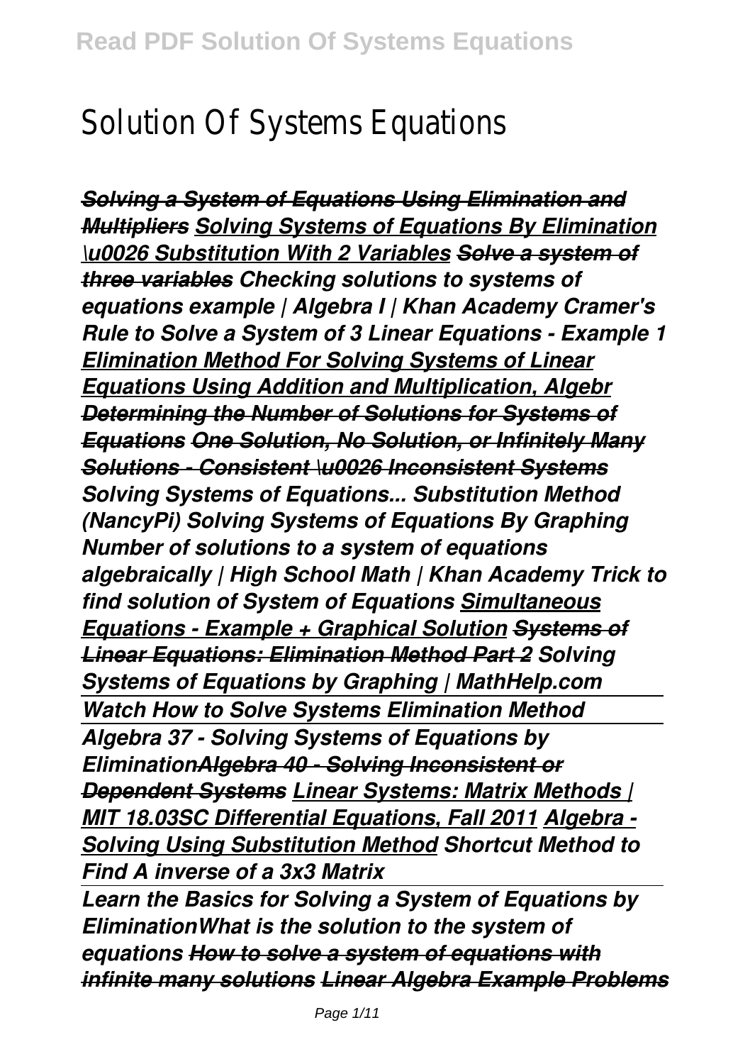# Solution Of Systems Equations

***~~Solving a System of Equations Using Elimination and Multipliers~~* *Solving Systems of Equations By Elimination \u0026 Substitution With 2 Variables* *~~Solve a system of three variables~~* *Checking solutions to systems of equations example | Algebra I | Khan Academy* *Cramer's Rule to Solve a System of 3 Linear Equations - Example 1* *Elimination Method For Solving Systems of Linear Equations Using Addition and Multiplication, Algebr* *~~Determining the Number of Solutions for Systems of Equations~~* *~~One Solution, No Solution, or Infinitely Many Solutions - Consistent \u0026 Inconsistent Systems~~* *Solving Systems of Equations... Substitution Method (NancyPi)* *Solving Systems of Equations By Graphing* *Number of solutions to a system of equations algebraically | High School Math | Khan Academy* *Trick to find solution of System of Equations* *Simultaneous Equations - Example + Graphical Solution* *~~Systems of Linear Equations: Elimination Method Part 2~~* *Solving Systems of Equations by Graphing | MathHelp.com* *Watch How to Solve Systems Elimination Method* *Algebra 37 - Solving Systems of Equations by Elimination* *~~Algebra 40 - Solving Inconsistent or Dependent Systems~~* *Linear Systems: Matrix Methods | MIT 18.03SC Differential Equations, Fall 2011* *Algebra - Solving Using Substitution Method* *Shortcut Method to Find A inverse of a 3x3 Matrix***

***Learn the Basics for Solving a System of Equations by Elimination* *What is the solution to the system of equations* *~~How to solve a system of equations with infinite many solutions~~* *~~Linear Algebra Example Problems~~***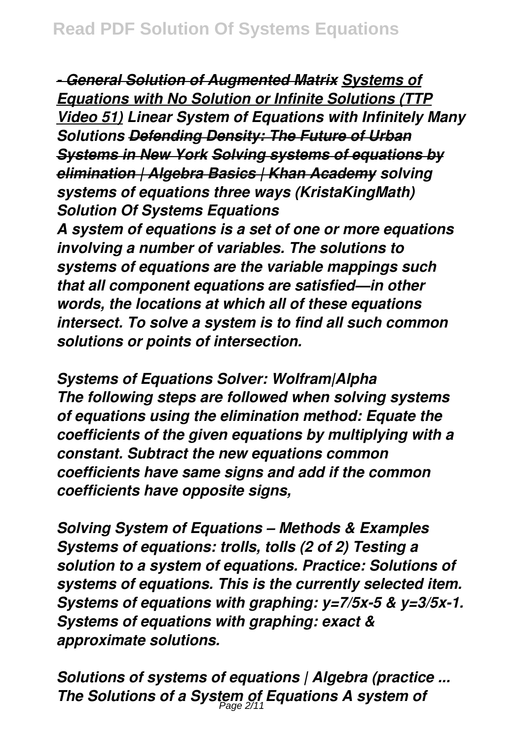*- General Solution of Augmented Matrix* ***Systems of Equations with No Solution or Infinite Solutions (TTP Video 51)*** ***Linear System of Equations with Infinitely Many Solutions*** ***Defending Density: The Future of Urban Systems in New York*** ***Solving systems of equations by elimination | Algebra Basics | Khan Academy*** ***solving systems of equations three ways (KristaKingMath)***
***Solution Of Systems Equations***

*A system of equations is a set of one or more equations involving a number of variables. The solutions to systems of equations are the variable mappings such that all component equations are satisfied—in other words, the locations at which all of these equations intersect. To solve a system is to find all such common solutions or points of intersection.*

***Systems of Equations Solver: Wolfram|Alpha***
*The following steps are followed when solving systems of equations using the elimination method: Equate the coefficients of the given equations by multiplying with a constant. Subtract the new equations common coefficients have same signs and add if the common coefficients have opposite signs,*

***Solving System of Equations – Methods & Examples***
*Systems of equations: trolls, tolls (2 of 2) Testing a solution to a system of equations. Practice: Solutions of systems of equations. This is the currently selected item. Systems of equations with graphing: y=7/5x-5 & y=3/5x-1. Systems of equations with graphing: exact & approximate solutions.*

***Solutions of systems of equations | Algebra (practice ...***
***The Solutions of a System of Equations A system of***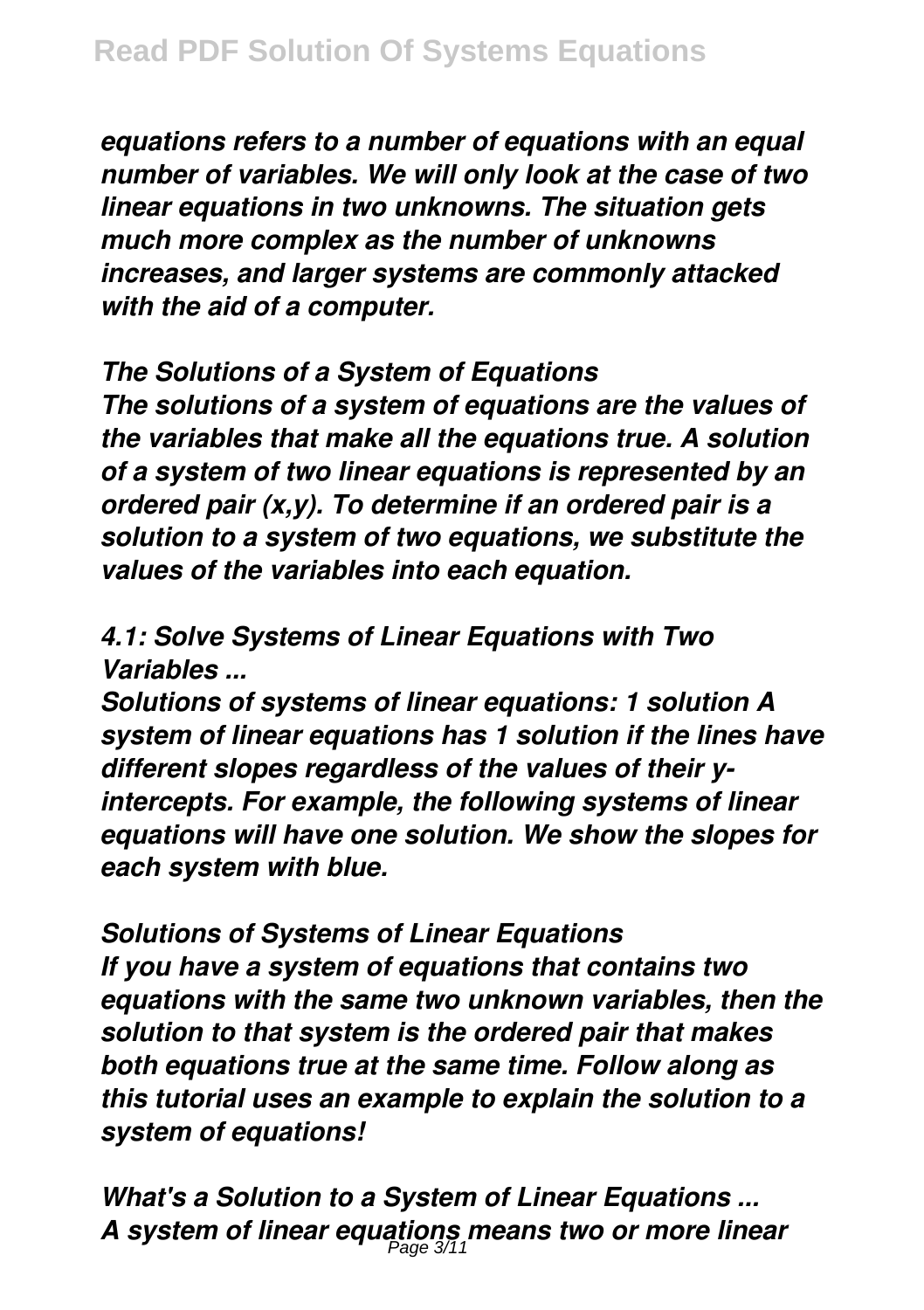*equations refers to a number of equations with an equal number of variables. We will only look at the case of two linear equations in two unknowns. The situation gets much more complex as the number of unknowns increases, and larger systems are commonly attacked with the aid of a computer.*

*The Solutions of a System of Equations*

*The solutions of a system of equations are the values of the variables that make all the equations true. A solution of a system of two linear equations is represented by an ordered pair (x,y). To determine if an ordered pair is a solution to a system of two equations, we substitute the values of the variables into each equation.*

*4.1: Solve Systems of Linear Equations with Two Variables ...*

*Solutions of systems of linear equations: 1 solution A system of linear equations has 1 solution if the lines have different slopes regardless of the values of their y-intercepts. For example, the following systems of linear equations will have one solution. We show the slopes for each system with blue.*

*Solutions of Systems of Linear Equations*

*If you have a system of equations that contains two equations with the same two unknown variables, then the solution to that system is the ordered pair that makes both equations true at the same time. Follow along as this tutorial uses an example to explain the solution to a system of equations!*

*What's a Solution to a System of Linear Equations ...*

*A system of linear equations means two or more linear*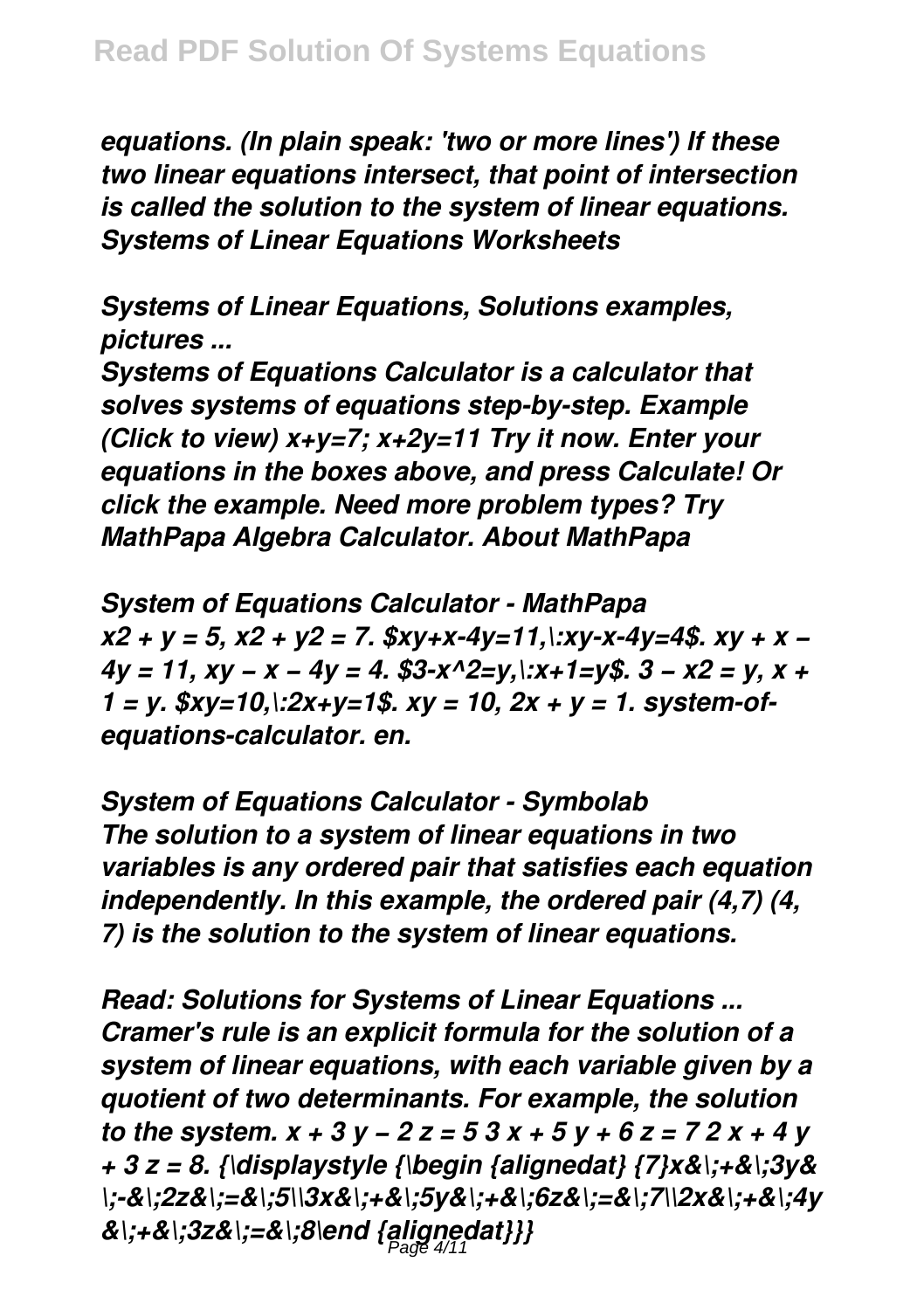*equations. (In plain speak: 'two or more lines') If these two linear equations intersect, that point of intersection is called the solution to the system of linear equations.* ***Systems of Linear Equations Worksheets***

***Systems of Linear Equations, Solutions examples, pictures ...***

*Systems of Equations Calculator is a calculator that solves systems of equations step-by-step. Example (Click to view) x+y=7; x+2y=11 Try it now. Enter your equations in the boxes above, and press Calculate! Or click the example. Need more problem types? Try MathPapa Algebra Calculator. About MathPapa*

***System of Equations Calculator - MathPapa***

*x2 + y = 5, x2 + y2 = 7. $xy+x-4y=11,\:xy-x-4y=4$. xy + x − 4y = 11, xy − x − 4y = 4. $3-x^2=y,\:x+1=y$. 3 − x2 = y, x + 1 = y. $xy=10,\:2x+y=1$. xy = 10, 2x + y = 1. system-of-equations-calculator. en.*

***System of Equations Calculator - Symbolab***

*The solution to a system of linear equations in two variables is any ordered pair that satisfies each equation independently. In this example, the ordered pair (4,7) (4, 7) is the solution to the system of linear equations.*

***Read: Solutions for Systems of Linear Equations ...***

*Cramer's rule is an explicit formula for the solution of a system of linear equations, with each variable given by a quotient of two determinants. For example, the solution to the system. x + 3 y − 2 z = 5 3 x + 5 y + 6 z = 7 2 x + 4 y + 3 z = 8. {\displaystyle {\begin {alignedat} {7}x&\;+&\;3y&\;-&\;2z&\;=&\;5\\3x&\;+&\;5y&\;+&\;6z&\;=&\;7\\2x&\;+&\;4y&\;+&\;3z&\;=&\;8\end {alignedat}}}*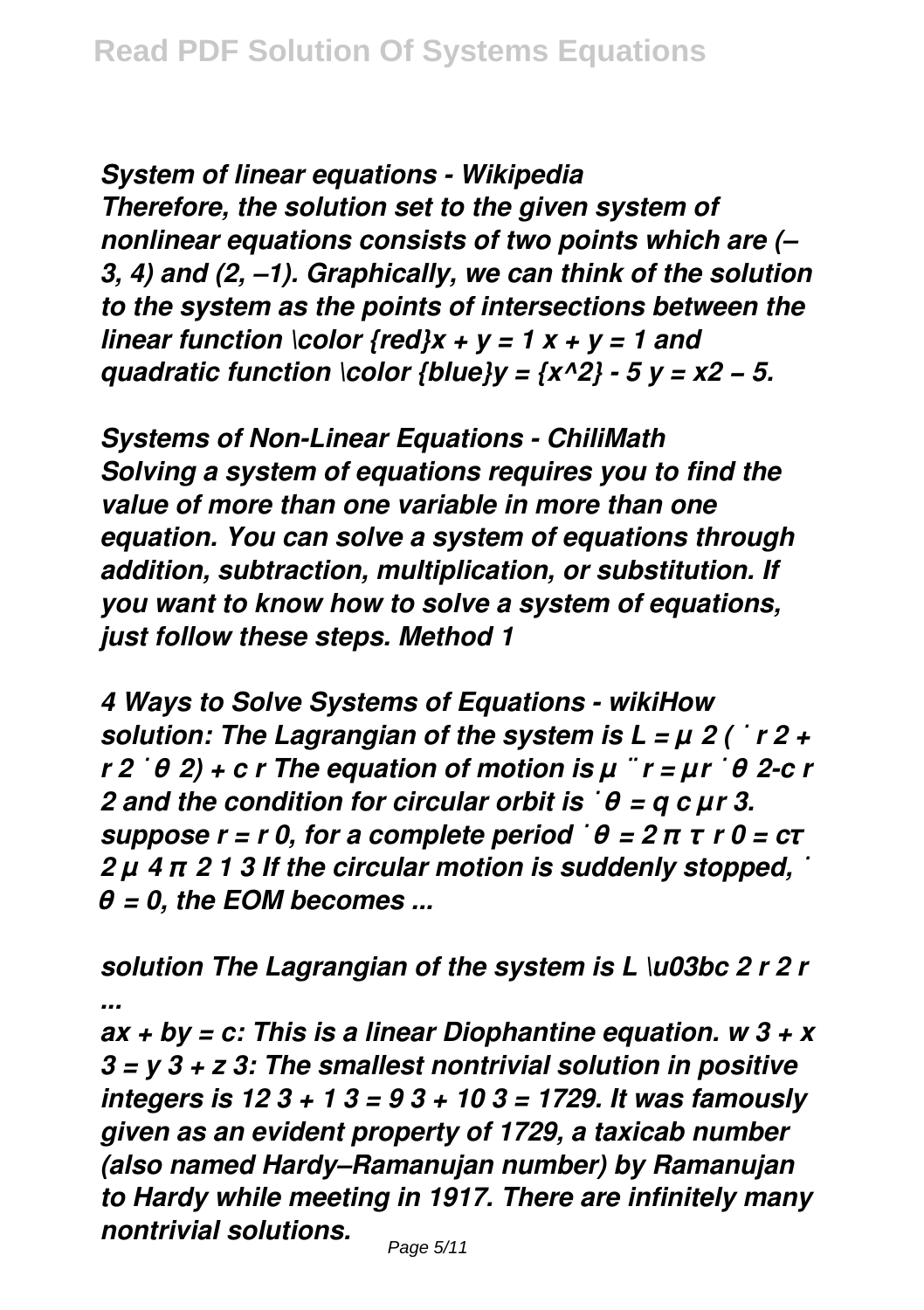***System of linear equations - Wikipedia***

***Therefore, the solution set to the given system of nonlinear equations consists of two points which are (–3, 4) and (2, –1). Graphically, we can think of the solution to the system as the points of intersections between the linear function \color {red}x + y = 1 x + y = 1 and quadratic function \color {blue}y = {x^2} - 5 y = x2 – 5.***

***Systems of Non-Linear Equations - ChiliMath***

***Solving a system of equations requires you to find the value of more than one variable in more than one equation. You can solve a system of equations through addition, subtraction, multiplication, or substitution. If you want to know how to solve a system of equations, just follow these steps. Method 1***

***4 Ways to Solve Systems of Equations - wikiHow***

***solution: The Lagrangian of the system is L = µ 2 ( ˙ r 2 + r 2 ˙ θ 2) + c r The equation of motion is µ ¨ r = µr ˙ θ 2-c r 2 and the condition for circular orbit is ˙ θ = q c µr 3. suppose r = r 0, for a complete period ˙ θ = 2 π τ r 0 = cτ 2 µ 4 π 2 1 3 If the circular motion is suddenly stopped, ˙ θ = 0, the EOM becomes ...***

***solution The Lagrangian of the system is L \u03bc 2 r 2 r ...***

***ax + by = c: This is a linear Diophantine equation. w 3 + x 3 = y 3 + z 3: The smallest nontrivial solution in positive integers is 12 3 + 1 3 = 9 3 + 10 3 = 1729. It was famously given as an evident property of 1729, a taxicab number (also named Hardy–Ramanujan number) by Ramanujan to Hardy while meeting in 1917. There are infinitely many nontrivial solutions.***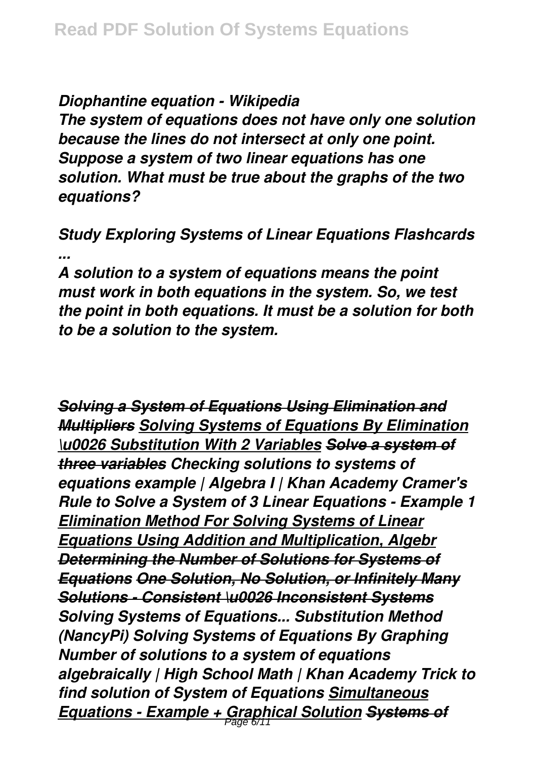*Diophantine equation - Wikipedia*

*The system of equations does not have only one solution because the lines do not intersect at only one point. Suppose a system of two linear equations has one solution. What must be true about the graphs of the two equations?*

*Study Exploring Systems of Linear Equations Flashcards ...*

*A solution to a system of equations means the point must work in both equations in the system. So, we test the point in both equations. It must be a solution for both to be a solution to the system.*

*Solving a System of Equations Using Elimination and Multipliers Solving Systems of Equations By Elimination \u0026 Substitution With 2 Variables Solve a system of three variables Checking solutions to systems of equations example | Algebra I | Khan Academy Cramer's Rule to Solve a System of 3 Linear Equations - Example 1 Elimination Method For Solving Systems of Linear Equations Using Addition and Multiplication, Algebr Determining the Number of Solutions for Systems of Equations One Solution, No Solution, or Infinitely Many Solutions - Consistent \u0026 Inconsistent Systems Solving Systems of Equations... Substitution Method (NancyPi) Solving Systems of Equations By Graphing Number of solutions to a system of equations algebraically | High School Math | Khan Academy Trick to find solution of System of Equations Simultaneous Equations - Example + Graphical Solution Systems of*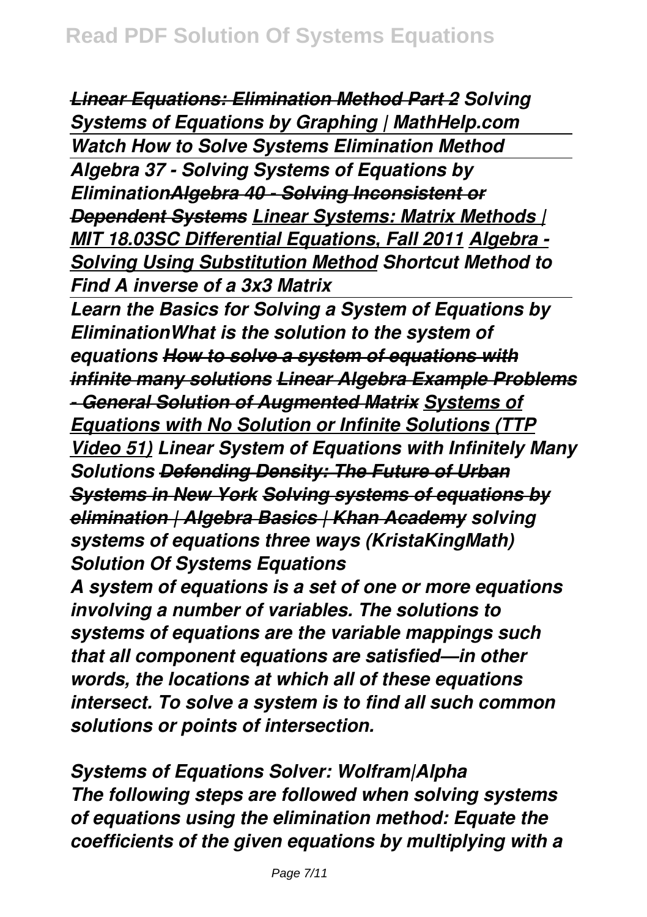*~~Linear Equations: Elimination Method Part 2~~ Solving Systems of Equations by Graphing | MathHelp.com*

*Watch How to Solve Systems Elimination Method*

*Algebra 37 - Solving Systems of Equations by Elimination~~Algebra 40 - Solving Inconsistent or Dependent Systems~~ Linear Systems: Matrix Methods | MIT 18.03SC Differential Equations, Fall 2011 Algebra - Solving Using Substitution Method Shortcut Method to Find A inverse of a 3x3 Matrix*

*Learn the Basics for Solving a System of Equations by EliminationWhat is the solution to the system of equations ~~How to solve a system of equations with infinite many solutions~~ ~~Linear Algebra Example Problems - General Solution of Augmented Matrix~~ Systems of Equations with No Solution or Infinite Solutions (TTP Video 51) Linear System of Equations with Infinitely Many Solutions ~~Defending Density: The Future of Urban Systems in New York~~ ~~Solving systems of equations by elimination | Algebra Basics | Khan Academy~~ solving systems of equations three ways (KristaKingMath) Solution Of Systems Equations*

*A system of equations is a set of one or more equations involving a number of variables. The solutions to systems of equations are the variable mappings such that all component equations are satisfied—in other words, the locations at which all of these equations intersect. To solve a system is to find all such common solutions or points of intersection.*

*Systems of Equations Solver: Wolfram|Alpha*

*The following steps are followed when solving systems of equations using the elimination method: Equate the coefficients of the given equations by multiplying with a*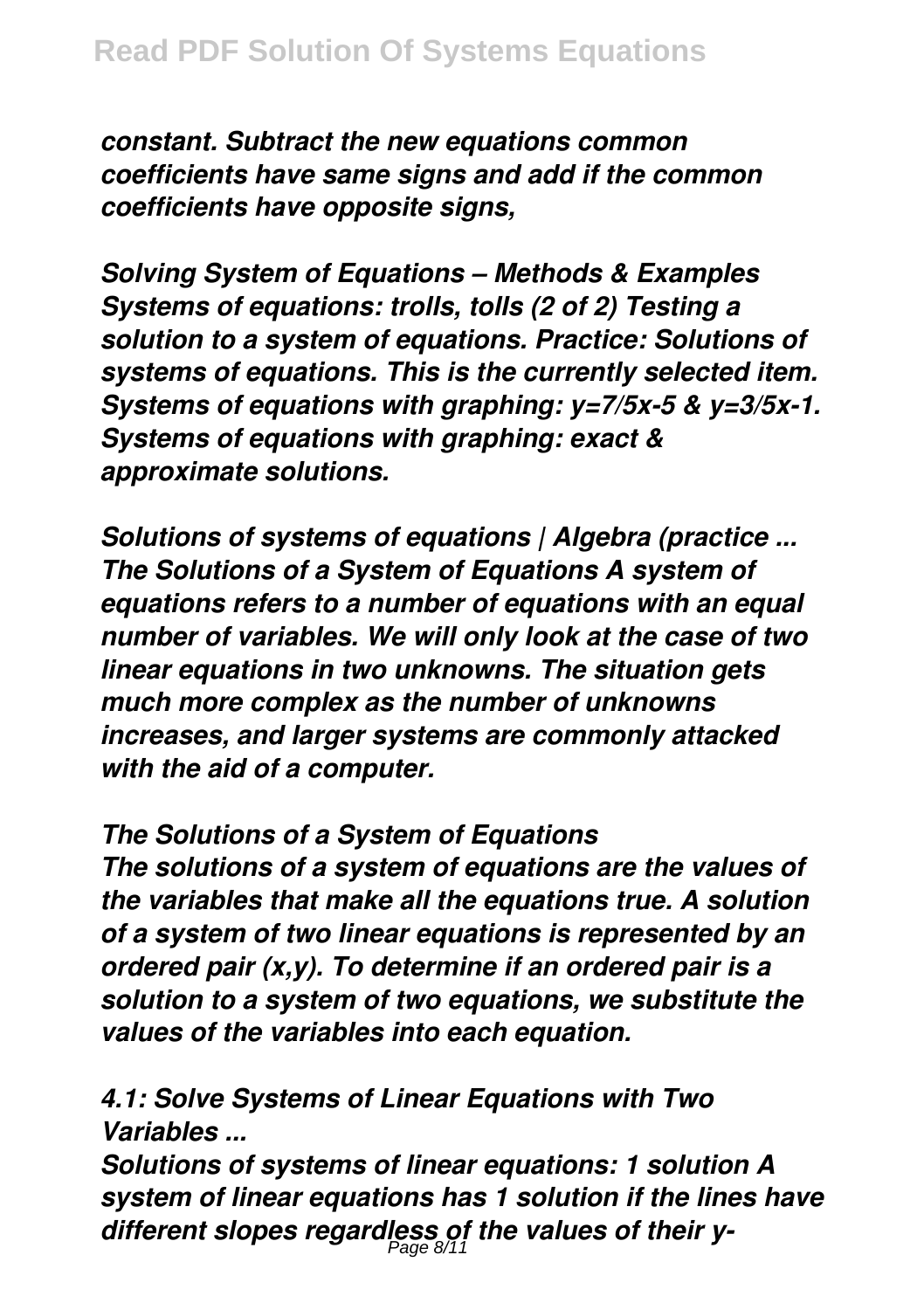*constant. Subtract the new equations common coefficients have same signs and add if the common coefficients have opposite signs,*

*Solving System of Equations – Methods & Examples*
*Systems of equations: trolls, tolls (2 of 2) Testing a solution to a system of equations. Practice: Solutions of systems of equations. This is the currently selected item. Systems of equations with graphing: $y=7/5x-5$ & $y=3/5x-1$. Systems of equations with graphing: exact & approximate solutions.*

*Solutions of systems of equations | Algebra (practice ...*
*The Solutions of a System of Equations A system of equations refers to a number of equations with an equal number of variables. We will only look at the case of two linear equations in two unknowns. The situation gets much more complex as the number of unknowns increases, and larger systems are commonly attacked with the aid of a computer.*

*The Solutions of a System of Equations*
*The solutions of a system of equations are the values of the variables that make all the equations true. A solution of a system of two linear equations is represented by an ordered pair $(x,y)$. To determine if an ordered pair is a solution to a system of two equations, we substitute the values of the variables into each equation.*

*4.1: Solve Systems of Linear Equations with Two Variables ...*
*Solutions of systems of linear equations: 1 solution A system of linear equations has 1 solution if the lines have different slopes regardless of the values of their y-*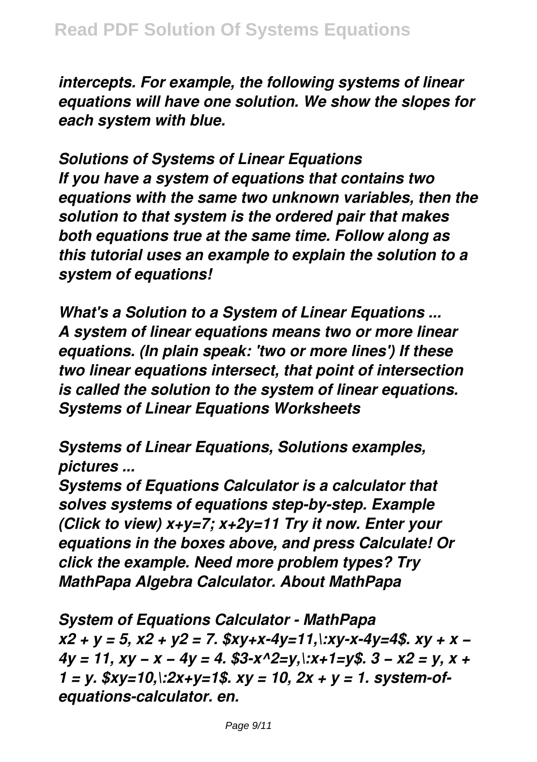*intercepts. For example, the following systems of linear equations will have one solution. We show the slopes for each system with blue.*

***Solutions of Systems of Linear Equations***

*If you have a system of equations that contains two equations with the same two unknown variables, then the solution to that system is the ordered pair that makes both equations true at the same time. Follow along as this tutorial uses an example to explain the solution to a system of equations!*

***What's a Solution to a System of Linear Equations ...***

*A system of linear equations means two or more linear equations. (In plain speak: 'two or more lines') If these two linear equations intersect, that point of intersection is called the solution to the system of linear equations. Systems of Linear Equations Worksheets*

***Systems of Linear Equations, Solutions examples, pictures ...***

*Systems of Equations Calculator is a calculator that solves systems of equations step-by-step. Example (Click to view) x+y=7; x+2y=11 Try it now. Enter your equations in the boxes above, and press Calculate! Or click the example. Need more problem types? Try MathPapa Algebra Calculator. About MathPapa*

***System of Equations Calculator - MathPapa***

*x2 + y = 5, x2 + y2 = 7. $xy+x-4y=11,\:xy-x-4y=4$. xy + x − 4y = 11, xy − x − 4y = 4. $3-x^2=y,\:x+1=y$. 3 − x2 = y, x + 1 = y. $xy=10,\:2x+y=1$. xy = 10, 2x + y = 1. system-of-equations-calculator. en.*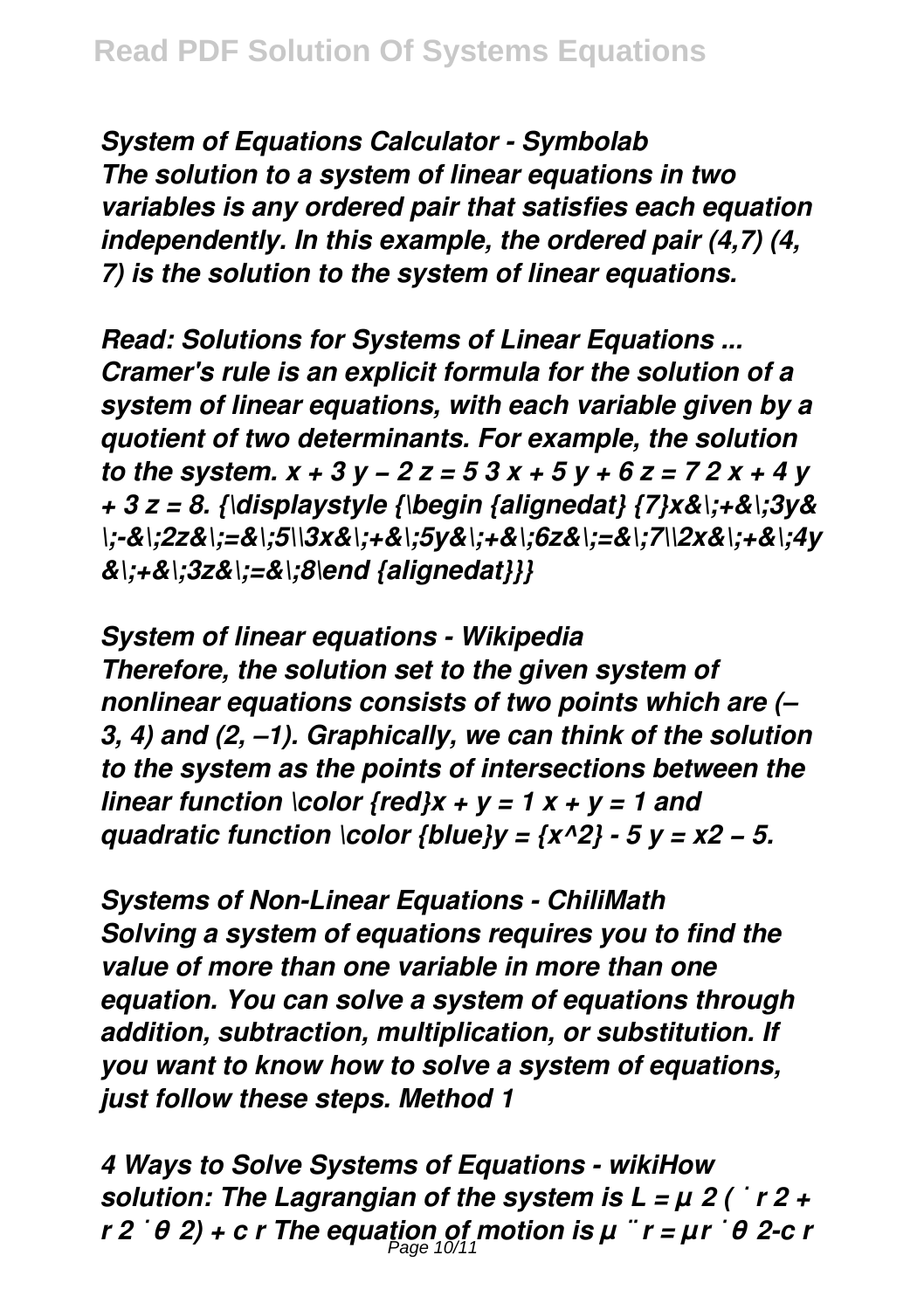***System of Equations Calculator - Symbolab***

***The solution to a system of linear equations in two variables is any ordered pair that satisfies each equation independently. In this example, the ordered pair (4,7) (4, 7) is the solution to the system of linear equations.***

***Read: Solutions for Systems of Linear Equations ...***

***Cramer's rule is an explicit formula for the solution of a system of linear equations, with each variable given by a quotient of two determinants. For example, the solution to the system. x + 3 y − 2 z = 5 3 x + 5 y + 6 z = 7 2 x + 4 y + 3 z = 8. {\displaystyle {\begin {alignedat} {7}x&\;+&\;3y&\;-&\;2z&\;=&\;5\\3x&\;+&\;5y&\;+&\;6z&\;=&\;7\\2x&\;+&\;4y&\;+&\;3z&\;=&\;8\end {alignedat}}}***

***System of linear equations - Wikipedia***

***Therefore, the solution set to the given system of nonlinear equations consists of two points which are (–3, 4) and (2, –1). Graphically, we can think of the solution to the system as the points of intersections between the linear function \color {red}x + y = 1 x + y = 1 and quadratic function \color {blue}y = {x^2} - 5 y = x2 – 5.***

***Systems of Non-Linear Equations - ChiliMath***

***Solving a system of equations requires you to find the value of more than one variable in more than one equation. You can solve a system of equations through addition, subtraction, multiplication, or substitution. If you want to know how to solve a system of equations, just follow these steps. Method 1***

***4 Ways to Solve Systems of Equations - wikiHow***

***solution: The Lagrangian of the system is L = µ 2 ( ˙ r 2 + r 2 ˙ θ 2) + c r The equation of motion is µ ¨ r = µr ˙ θ 2-c r***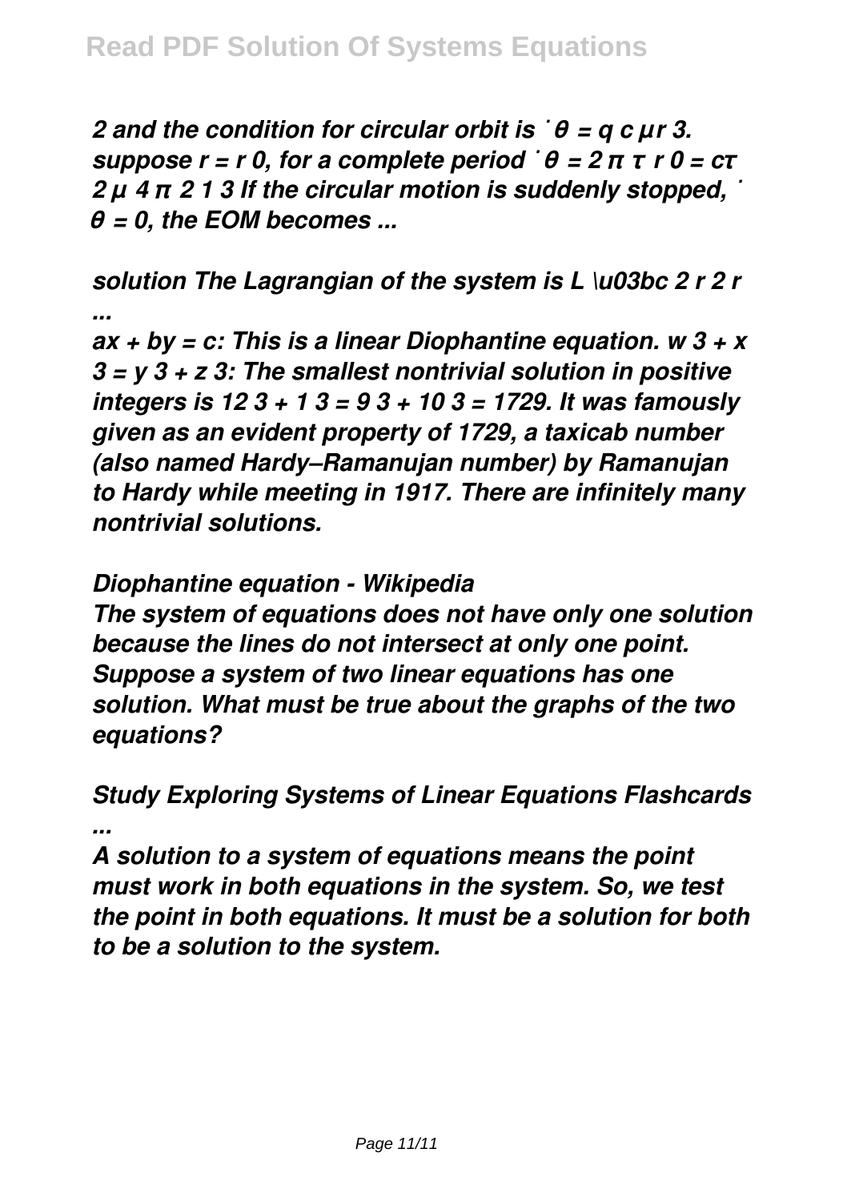*2 and the condition for circular orbit is ˙ θ = q c μr 3. suppose r = r 0, for a complete period ˙ θ = 2 π τ r 0 = cτ 2 μ 4 π 2 1 3 If the circular motion is suddenly stopped, ˙ θ = 0, the EOM becomes ...*

***solution The Lagrangian of the system is L \u03bc 2 r 2 r ...***

***ax + by = c: This is a linear Diophantine equation. w 3 + x 3 = y 3 + z 3: The smallest nontrivial solution in positive integers is 12 3 + 1 3 = 9 3 + 10 3 = 1729. It was famously given as an evident property of 1729, a taxicab number (also named Hardy–Ramanujan number) by Ramanujan to Hardy while meeting in 1917. There are infinitely many nontrivial solutions.***

***Diophantine equation - Wikipedia***

***The system of equations does not have only one solution because the lines do not intersect at only one point. Suppose a system of two linear equations has one solution. What must be true about the graphs of the two equations?***

***Study Exploring Systems of Linear Equations Flashcards ...***

***A solution to a system of equations means the point must work in both equations in the system. So, we test the point in both equations. It must be a solution for both to be a solution to the system.***